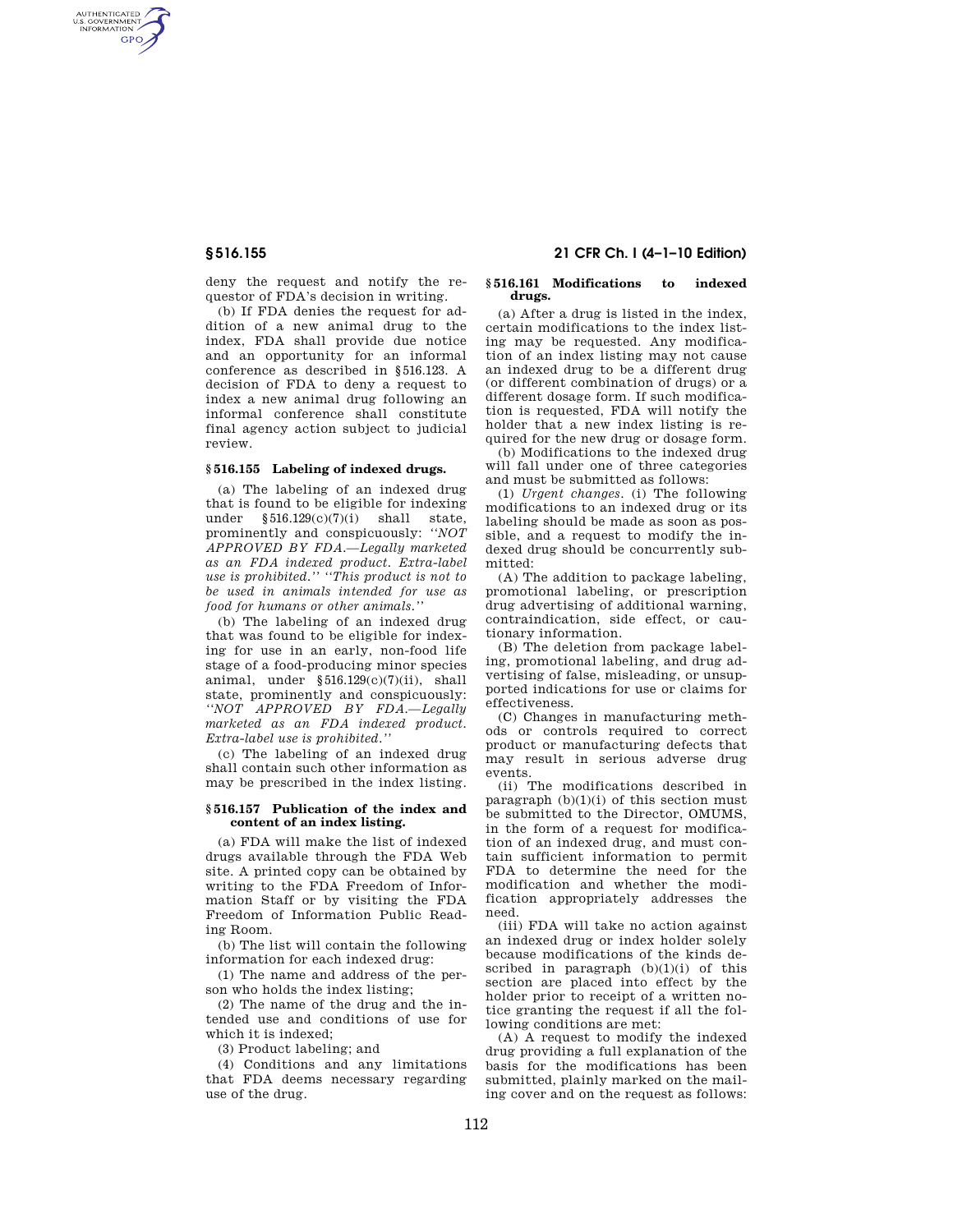deny the request and notify the requestor of FDA's decision in writing.

(b) If FDA denies the request for addition of a new animal drug to the index, FDA shall provide due notice and an opportunity for an informal conference as described in §516.123. A decision of FDA to deny a request to index a new animal drug following an informal conference shall constitute final agency action subject to judicial review.

### §516.155 Labeling of indexed drugs.

(a) The labeling of an indexed drug that is found to be eligible for indexing under §516.129(c)(7)(i) shall state, prominently and conspicuously: *''NOT APPROVED BY FDA.—Legally marketed as an FDA indexed product. Extra-label use is prohibited.'' ''This product is not to be used in animals intended for use as food for humans or other animals.''*

(b) The labeling of an indexed drug that was found to be eligible for indexing for use in an early, non-food life stage of a food-producing minor species animal, under §516.129(c)(7)(ii), shall state, prominently and conspicuously: *''NOT APPROVED BY FDA.—Legally marketed as an FDA indexed product. Extra-label use is prohibited.''*

(c) The labeling of an indexed drug shall contain such other information as may be prescribed in the index listing.

### §516.157 Publication of the index and content of an index listing.

(a) FDA will make the list of indexed drugs available through the FDA Web site. A printed copy can be obtained by writing to the FDA Freedom of Information Staff or by visiting the FDA Freedom of Information Public Reading Room.

(b) The list will contain the following information for each indexed drug:

(1) The name and address of the person who holds the index listing;

(2) The name of the drug and the intended use and conditions of use for which it is indexed;

(3) Product labeling; and

(4) Conditions and any limitations that FDA deems necessary regarding use of the drug.

### §516.161 Modifications to indexed drugs.

(a) After a drug is listed in the index, certain modifications to the index listing may be requested. Any modification of an index listing may not cause an indexed drug to be a different drug (or different combination of drugs) or a different dosage form. If such modification is requested, FDA will notify the holder that a new index listing is required for the new drug or dosage form.

(b) Modifications to the indexed drug will fall under one of three categories and must be submitted as follows:

(1) *Urgent changes.* (i) The following modifications to an indexed drug or its labeling should be made as soon as possible, and a request to modify the indexed drug should be concurrently submitted:

(A) The addition to package labeling, promotional labeling, or prescription drug advertising of additional warning, contraindication, side effect, or cautionary information.

(B) The deletion from package labeling, promotional labeling, and drug advertising of false, misleading, or unsupported indications for use or claims for effectiveness.

(C) Changes in manufacturing methods or controls required to correct product or manufacturing defects that may result in serious adverse drug events.

(ii) The modifications described in paragraph (b)(1)(i) of this section must be submitted to the Director, OMUMS, in the form of a request for modification of an indexed drug, and must contain sufficient information to permit FDA to determine the need for the modification and whether the modification appropriately addresses the need.

(iii) FDA will take no action against an indexed drug or index holder solely because modifications of the kinds described in paragraph (b)(1)(i) of this section are placed into effect by the holder prior to receipt of a written notice granting the request if all the following conditions are met:

(A) A request to modify the indexed drug providing a full explanation of the basis for the modifications has been submitted, plainly marked on the mailing cover and on the request as follows: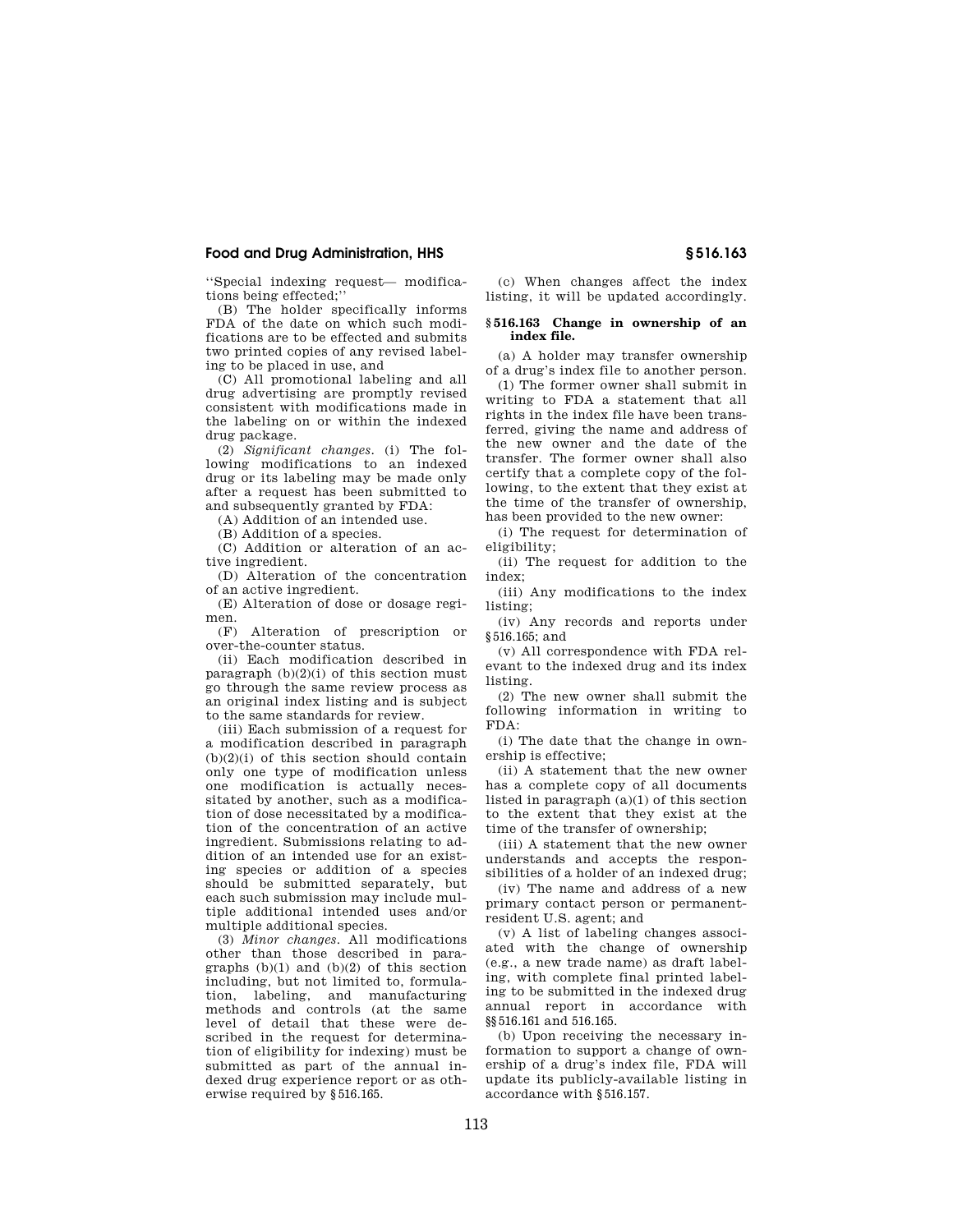''Special indexing request— modifications being effected;''

(B) The holder specifically informs FDA of the date on which such modifications are to be effected and submits two printed copies of any revised labeling to be placed in use, and

(C) All promotional labeling and all drug advertising are promptly revised consistent with modifications made in the labeling on or within the indexed drug package.

(2) *Significant changes.* (i) The following modifications to an indexed drug or its labeling may be made only after a request has been submitted to and subsequently granted by FDA:

(A) Addition of an intended use.

(B) Addition of a species.

(C) Addition or alteration of an active ingredient.

(D) Alteration of the concentration of an active ingredient.

(E) Alteration of dose or dosage regimen.

(F) Alteration of prescription or over-the-counter status.

(ii) Each modification described in paragraph (b)(2)(i) of this section must go through the same review process as an original index listing and is subject to the same standards for review.

(iii) Each submission of a request for a modification described in paragraph (b)(2)(i) of this section should contain only one type of modification unless one modification is actually necessitated by another, such as a modification of dose necessitated by a modification of the concentration of an active ingredient. Submissions relating to addition of an intended use for an existing species or addition of a species should be submitted separately, but each such submission may include multiple additional intended uses and/or multiple additional species.

(3) *Minor changes.* All modifications other than those described in paragraphs (b)(1) and (b)(2) of this section including, but not limited to, formulation, labeling, and manufacturing methods and controls (at the same level of detail that these were described in the request for determination of eligibility for indexing) must be submitted as part of the annual indexed drug experience report or as otherwise required by §516.165.

(c) When changes affect the index listing, it will be updated accordingly.

### §516.163 Change in ownership of an index file.

(a) A holder may transfer ownership of a drug's index file to another person.

(1) The former owner shall submit in writing to FDA a statement that all rights in the index file have been transferred, giving the name and address of the new owner and the date of the transfer. The former owner shall also certify that a complete copy of the following, to the extent that they exist at the time of the transfer of ownership, has been provided to the new owner:

(i) The request for determination of eligibility;

(ii) The request for addition to the index;

(iii) Any modifications to the index listing;

(iv) Any records and reports under §516.165; and

(v) All correspondence with FDA relevant to the indexed drug and its index listing.

(2) The new owner shall submit the following information in writing to FDA:

(i) The date that the change in ownership is effective;

(ii) A statement that the new owner has a complete copy of all documents listed in paragraph (a)(1) of this section to the extent that they exist at the time of the transfer of ownership;

(iii) A statement that the new owner understands and accepts the responsibilities of a holder of an indexed drug;

(iv) The name and address of a new primary contact person or permanent-resident U.S. agent; and

(v) A list of labeling changes associated with the change of ownership (e.g., a new trade name) as draft labeling, with complete final printed labeling to be submitted in the indexed drug annual report in accordance with §§516.161 and 516.165.

(b) Upon receiving the necessary information to support a change of ownership of a drug's index file, FDA will update its publicly-available listing in accordance with §516.157.